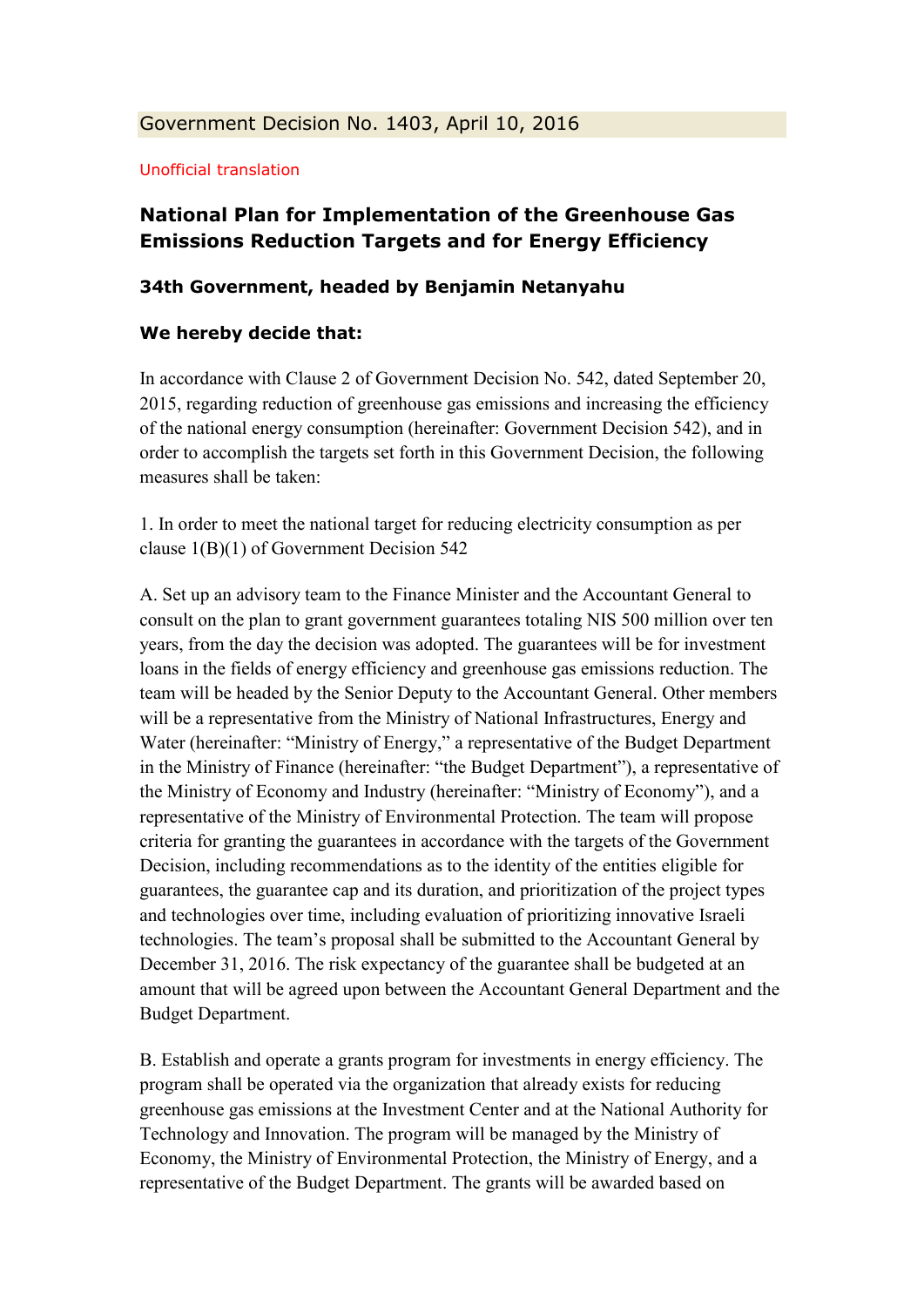Government Decision No. 1403, April 10, 2016

Unofficial translation

## National Plan for Implementation of the Greenhouse Gas Emissions Reduction Targets and for Energy Efficiency

### 34th Government, headed by Benjamin Netanyahu

### We hereby decide that:

In accordance with Clause 2 of Government Decision No. 542, dated September 20, 2015, regarding reduction of greenhouse gas emissions and increasing the efficiency of the national energy consumption (hereinafter: Government Decision 542), and in order to accomplish the targets set forth in this Government Decision, the following measures shall be taken:

1. In order to meet the national target for reducing electricity consumption as per clause 1(B)(1) of Government Decision 542

A. Set up an advisory team to the Finance Minister and the Accountant General to consult on the plan to grant government guarantees totaling NIS 500 million over ten years, from the day the decision was adopted. The guarantees will be for investment loans in the fields of energy efficiency and greenhouse gas emissions reduction. The team will be headed by the Senior Deputy to the Accountant General. Other members will be a representative from the Ministry of National Infrastructures, Energy and Water (hereinafter: "Ministry of Energy," a representative of the Budget Department in the Ministry of Finance (hereinafter: "the Budget Department"), a representative of the Ministry of Economy and Industry (hereinafter: "Ministry of Economy"), and a representative of the Ministry of Environmental Protection. The team will propose criteria for granting the guarantees in accordance with the targets of the Government Decision, including recommendations as to the identity of the entities eligible for guarantees, the guarantee cap and its duration, and prioritization of the project types and technologies over time, including evaluation of prioritizing innovative Israeli technologies. The team's proposal shall be submitted to the Accountant General by December 31, 2016. The risk expectancy of the guarantee shall be budgeted at an amount that will be agreed upon between the Accountant General Department and the Budget Department.

B. Establish and operate a grants program for investments in energy efficiency. The program shall be operated via the organization that already exists for reducing greenhouse gas emissions at the Investment Center and at the National Authority for Technology and Innovation. The program will be managed by the Ministry of Economy, the Ministry of Environmental Protection, the Ministry of Energy, and a representative of the Budget Department. The grants will be awarded based on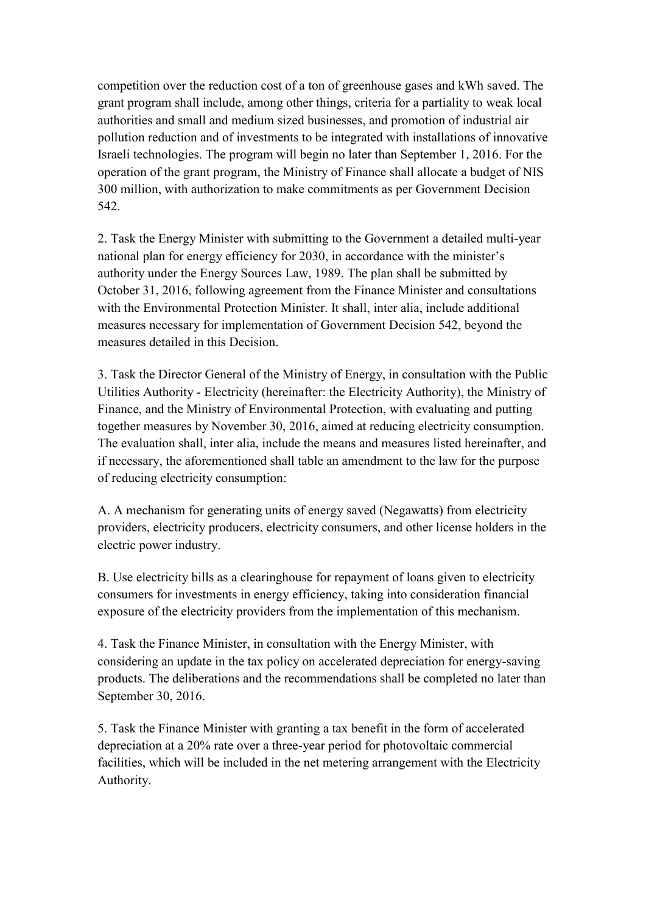competition over the reduction cost of a ton of greenhouse gases and kWh saved. The grant program shall include, among other things, criteria for a partiality to weak local authorities and small and medium sized businesses, and promotion of industrial air pollution reduction and of investments to be integrated with installations of innovative Israeli technologies. The program will begin no later than September 1, 2016. For the operation of the grant program, the Ministry of Finance shall allocate a budget of NIS 300 million, with authorization to make commitments as per Government Decision 542.

2. Task the Energy Minister with submitting to the Government a detailed multi-year national plan for energy efficiency for 2030, in accordance with the minister's authority under the Energy Sources Law, 1989. The plan shall be submitted by October 31, 2016, following agreement from the Finance Minister and consultations with the Environmental Protection Minister. It shall, inter alia, include additional measures necessary for implementation of Government Decision 542, beyond the measures detailed in this Decision.

3. Task the Director General of the Ministry of Energy, in consultation with the Public Utilities Authority - Electricity (hereinafter: the Electricity Authority), the Ministry of Finance, and the Ministry of Environmental Protection, with evaluating and putting together measures by November 30, 2016, aimed at reducing electricity consumption. The evaluation shall, inter alia, include the means and measures listed hereinafter, and if necessary, the aforementioned shall table an amendment to the law for the purpose of reducing electricity consumption:

A. A mechanism for generating units of energy saved (Negawatts) from electricity providers, electricity producers, electricity consumers, and other license holders in the electric power industry.

B. Use electricity bills as a clearinghouse for repayment of loans given to electricity consumers for investments in energy efficiency, taking into consideration financial exposure of the electricity providers from the implementation of this mechanism.

4. Task the Finance Minister, in consultation with the Energy Minister, with considering an update in the tax policy on accelerated depreciation for energy-saving products. The deliberations and the recommendations shall be completed no later than September 30, 2016.

5. Task the Finance Minister with granting a tax benefit in the form of accelerated depreciation at a 20% rate over a three-year period for photovoltaic commercial facilities, which will be included in the net metering arrangement with the Electricity Authority.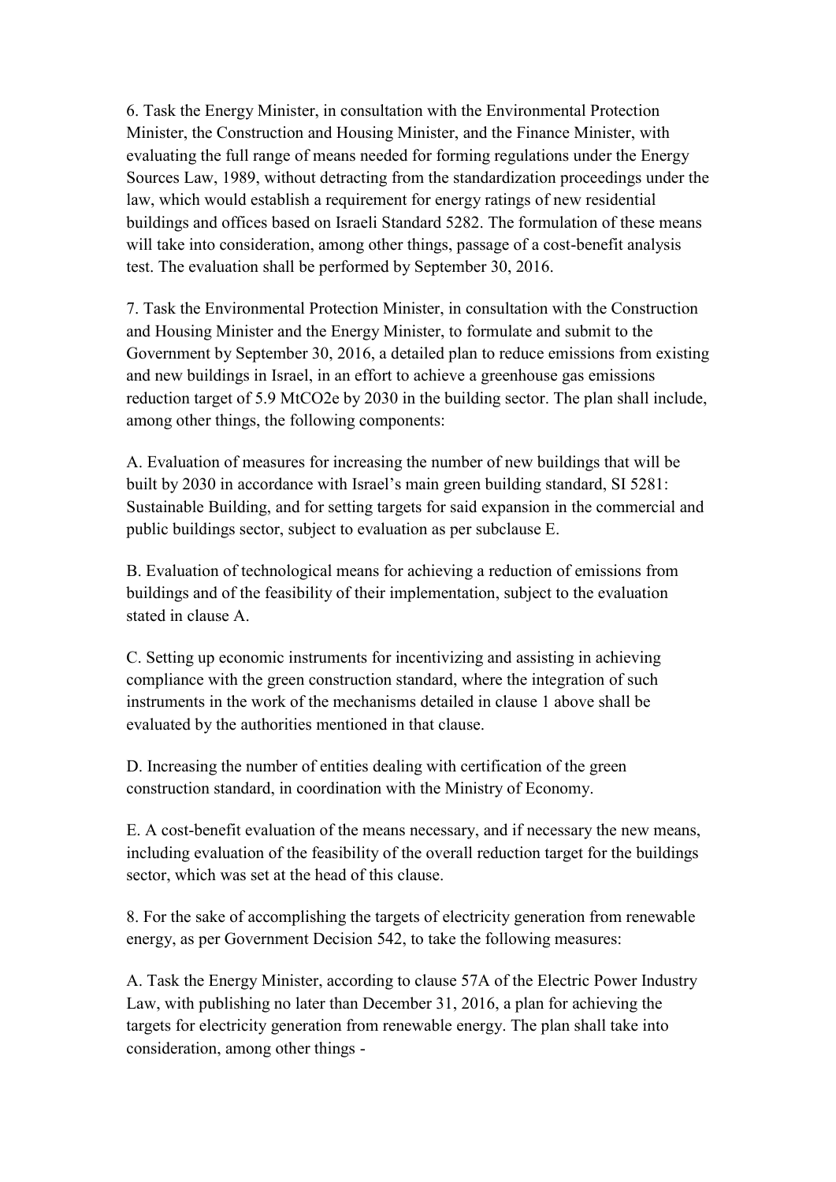6. Task the Energy Minister, in consultation with the Environmental Protection Minister, the Construction and Housing Minister, and the Finance Minister, with evaluating the full range of means needed for forming regulations under the Energy Sources Law, 1989, without detracting from the standardization proceedings under the law, which would establish a requirement for energy ratings of new residential buildings and offices based on Israeli Standard 5282. The formulation of these means will take into consideration, among other things, passage of a cost-benefit analysis test. The evaluation shall be performed by September 30, 2016.

7. Task the Environmental Protection Minister, in consultation with the Construction and Housing Minister and the Energy Minister, to formulate and submit to the Government by September 30, 2016, a detailed plan to reduce emissions from existing and new buildings in Israel, in an effort to achieve a greenhouse gas emissions reduction target of 5.9 $MtCO_2e$ by 2030 in the building sector. The plan shall include, among other things, the following components:

A. Evaluation of measures for increasing the number of new buildings that will be built by 2030 in accordance with Israel's main green building standard, SI 5281: Sustainable Building, and for setting targets for said expansion in the commercial and public buildings sector, subject to evaluation as per subclause E.

B. Evaluation of technological means for achieving a reduction of emissions from buildings and of the feasibility of their implementation, subject to the evaluation stated in clause A.

C. Setting up economic instruments for incentivizing and assisting in achieving compliance with the green construction standard, where the integration of such instruments in the work of the mechanisms detailed in clause 1 above shall be evaluated by the authorities mentioned in that clause.

D. Increasing the number of entities dealing with certification of the green construction standard, in coordination with the Ministry of Economy.

E. A cost-benefit evaluation of the means necessary, and if necessary the new means, including evaluation of the feasibility of the overall reduction target for the buildings sector, which was set at the head of this clause.

8. For the sake of accomplishing the targets of electricity generation from renewable energy, as per Government Decision 542, to take the following measures:

A. Task the Energy Minister, according to clause 57A of the Electric Power Industry Law, with publishing no later than December 31, 2016, a plan for achieving the targets for electricity generation from renewable energy. The plan shall take into consideration, among other things -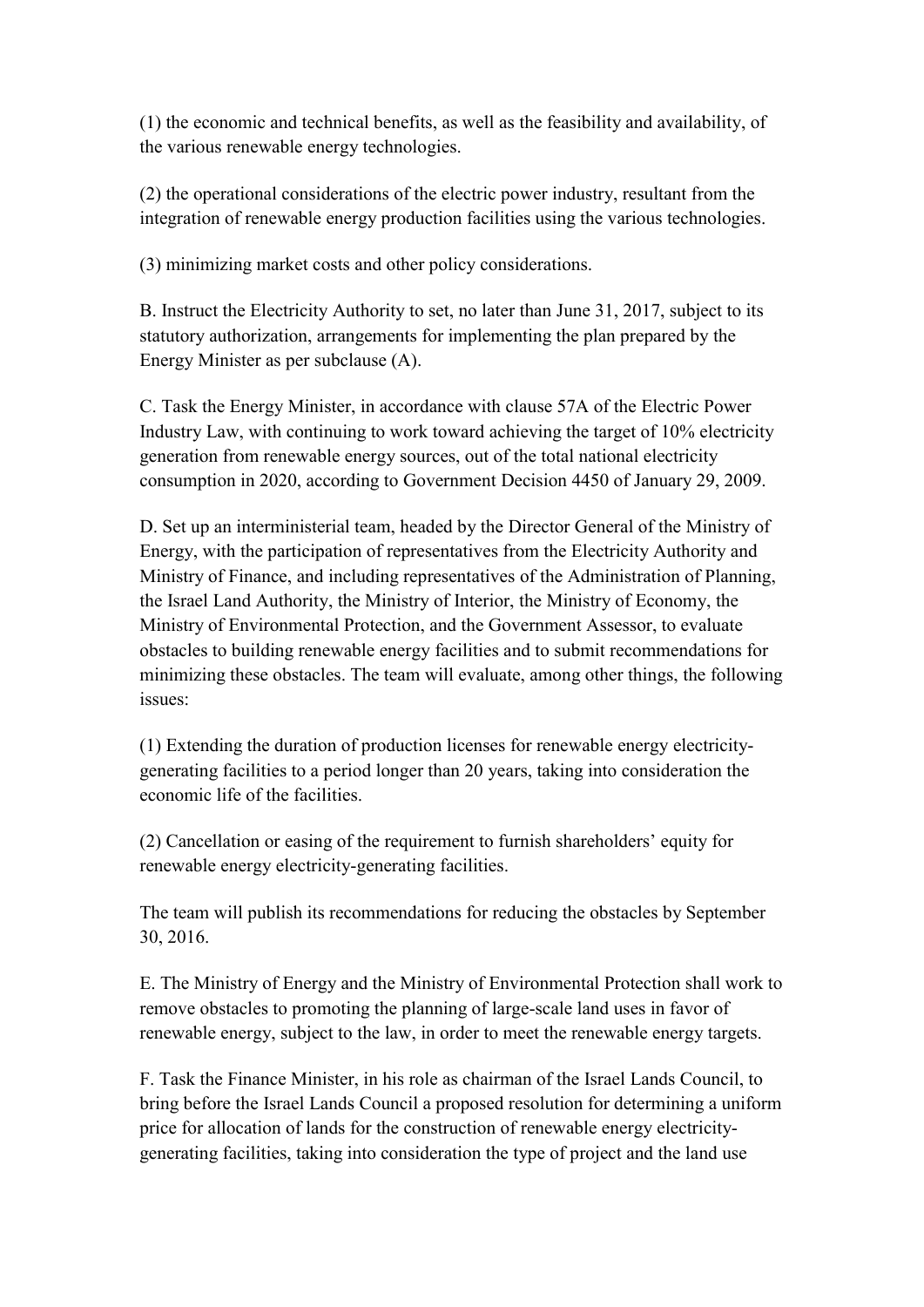(1) the economic and technical benefits, as well as the feasibility and availability, of the various renewable energy technologies.

(2) the operational considerations of the electric power industry, resultant from the integration of renewable energy production facilities using the various technologies.

(3) minimizing market costs and other policy considerations.

B. Instruct the Electricity Authority to set, no later than June 31, 2017, subject to its statutory authorization, arrangements for implementing the plan prepared by the Energy Minister as per subclause (A).

C. Task the Energy Minister, in accordance with clause 57A of the Electric Power Industry Law, with continuing to work toward achieving the target of 10% electricity generation from renewable energy sources, out of the total national electricity consumption in 2020, according to Government Decision 4450 of January 29, 2009.

D. Set up an interministerial team, headed by the Director General of the Ministry of Energy, with the participation of representatives from the Electricity Authority and Ministry of Finance, and including representatives of the Administration of Planning, the Israel Land Authority, the Ministry of Interior, the Ministry of Economy, the Ministry of Environmental Protection, and the Government Assessor, to evaluate obstacles to building renewable energy facilities and to submit recommendations for minimizing these obstacles. The team will evaluate, among other things, the following issues:

(1) Extending the duration of production licenses for renewable energy electricity-generating facilities to a period longer than 20 years, taking into consideration the economic life of the facilities.

(2) Cancellation or easing of the requirement to furnish shareholders' equity for renewable energy electricity-generating facilities.

The team will publish its recommendations for reducing the obstacles by September 30, 2016.

E. The Ministry of Energy and the Ministry of Environmental Protection shall work to remove obstacles to promoting the planning of large-scale land uses in favor of renewable energy, subject to the law, in order to meet the renewable energy targets.

F. Task the Finance Minister, in his role as chairman of the Israel Lands Council, to bring before the Israel Lands Council a proposed resolution for determining a uniform price for allocation of lands for the construction of renewable energy electricity-generating facilities, taking into consideration the type of project and the land use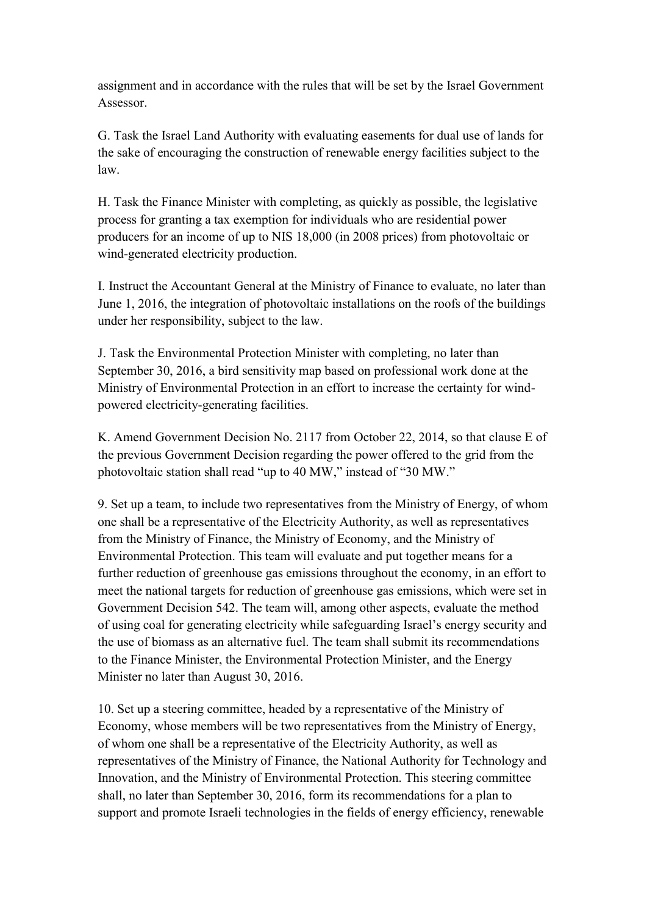assignment and in accordance with the rules that will be set by the Israel Government Assessor.

G. Task the Israel Land Authority with evaluating easements for dual use of lands for the sake of encouraging the construction of renewable energy facilities subject to the law.

H. Task the Finance Minister with completing, as quickly as possible, the legislative process for granting a tax exemption for individuals who are residential power producers for an income of up to NIS 18,000 (in 2008 prices) from photovoltaic or wind-generated electricity production.

I. Instruct the Accountant General at the Ministry of Finance to evaluate, no later than June 1, 2016, the integration of photovoltaic installations on the roofs of the buildings under her responsibility, subject to the law.

J. Task the Environmental Protection Minister with completing, no later than September 30, 2016, a bird sensitivity map based on professional work done at the Ministry of Environmental Protection in an effort to increase the certainty for wind-powered electricity-generating facilities.

K. Amend Government Decision No. 2117 from October 22, 2014, so that clause E of the previous Government Decision regarding the power offered to the grid from the photovoltaic station shall read "up to 40 MW," instead of "30 MW."

9. Set up a team, to include two representatives from the Ministry of Energy, of whom one shall be a representative of the Electricity Authority, as well as representatives from the Ministry of Finance, the Ministry of Economy, and the Ministry of Environmental Protection. This team will evaluate and put together means for a further reduction of greenhouse gas emissions throughout the economy, in an effort to meet the national targets for reduction of greenhouse gas emissions, which were set in Government Decision 542. The team will, among other aspects, evaluate the method of using coal for generating electricity while safeguarding Israel's energy security and the use of biomass as an alternative fuel. The team shall submit its recommendations to the Finance Minister, the Environmental Protection Minister, and the Energy Minister no later than August 30, 2016.

10. Set up a steering committee, headed by a representative of the Ministry of Economy, whose members will be two representatives from the Ministry of Energy, of whom one shall be a representative of the Electricity Authority, as well as representatives of the Ministry of Finance, the National Authority for Technology and Innovation, and the Ministry of Environmental Protection. This steering committee shall, no later than September 30, 2016, form its recommendations for a plan to support and promote Israeli technologies in the fields of energy efficiency, renewable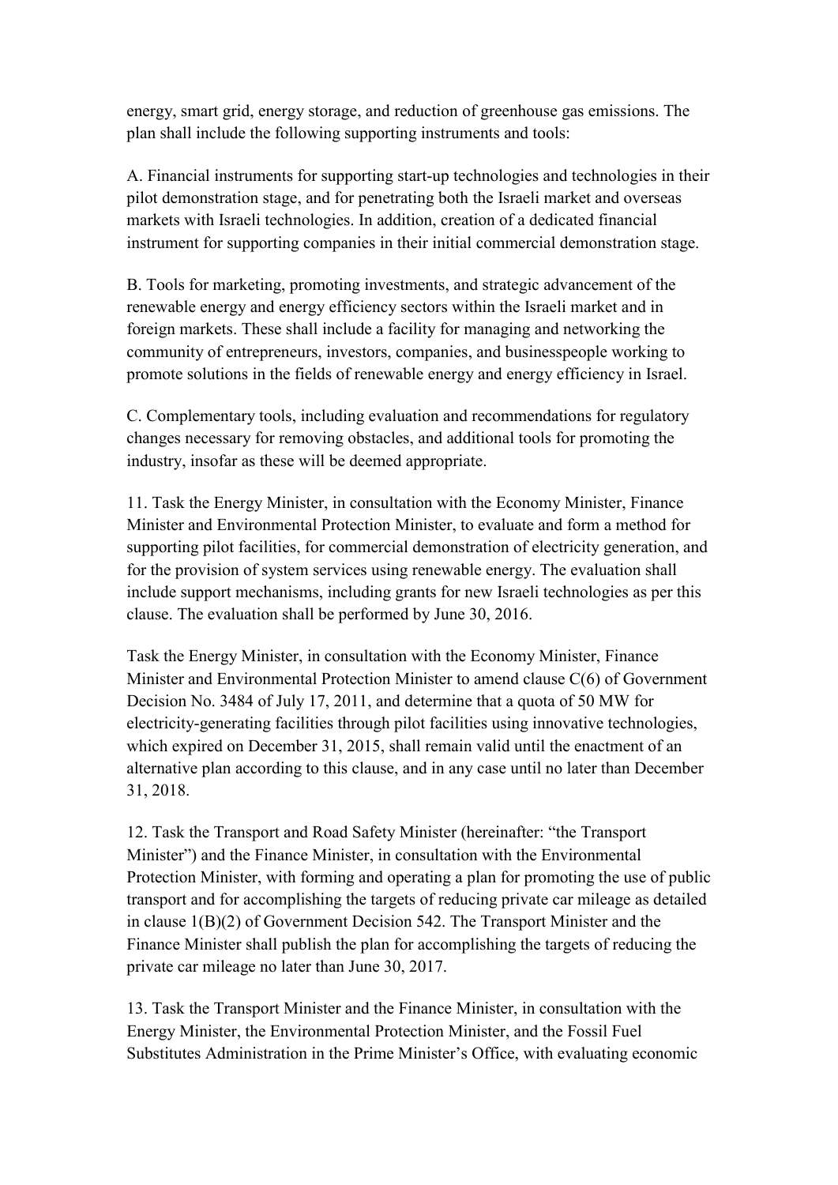energy, smart grid, energy storage, and reduction of greenhouse gas emissions. The plan shall include the following supporting instruments and tools:

A. Financial instruments for supporting start-up technologies and technologies in their pilot demonstration stage, and for penetrating both the Israeli market and overseas markets with Israeli technologies. In addition, creation of a dedicated financial instrument for supporting companies in their initial commercial demonstration stage.

B. Tools for marketing, promoting investments, and strategic advancement of the renewable energy and energy efficiency sectors within the Israeli market and in foreign markets. These shall include a facility for managing and networking the community of entrepreneurs, investors, companies, and businesspeople working to promote solutions in the fields of renewable energy and energy efficiency in Israel.

C. Complementary tools, including evaluation and recommendations for regulatory changes necessary for removing obstacles, and additional tools for promoting the industry, insofar as these will be deemed appropriate.

11. Task the Energy Minister, in consultation with the Economy Minister, Finance Minister and Environmental Protection Minister, to evaluate and form a method for supporting pilot facilities, for commercial demonstration of electricity generation, and for the provision of system services using renewable energy. The evaluation shall include support mechanisms, including grants for new Israeli technologies as per this clause. The evaluation shall be performed by June 30, 2016.

Task the Energy Minister, in consultation with the Economy Minister, Finance Minister and Environmental Protection Minister to amend clause C(6) of Government Decision No. 3484 of July 17, 2011, and determine that a quota of 50 MW for electricity-generating facilities through pilot facilities using innovative technologies, which expired on December 31, 2015, shall remain valid until the enactment of an alternative plan according to this clause, and in any case until no later than December 31, 2018.

12. Task the Transport and Road Safety Minister (hereinafter: "the Transport Minister") and the Finance Minister, in consultation with the Environmental Protection Minister, with forming and operating a plan for promoting the use of public transport and for accomplishing the targets of reducing private car mileage as detailed in clause 1(B)(2) of Government Decision 542. The Transport Minister and the Finance Minister shall publish the plan for accomplishing the targets of reducing the private car mileage no later than June 30, 2017.

13. Task the Transport Minister and the Finance Minister, in consultation with the Energy Minister, the Environmental Protection Minister, and the Fossil Fuel Substitutes Administration in the Prime Minister's Office, with evaluating economic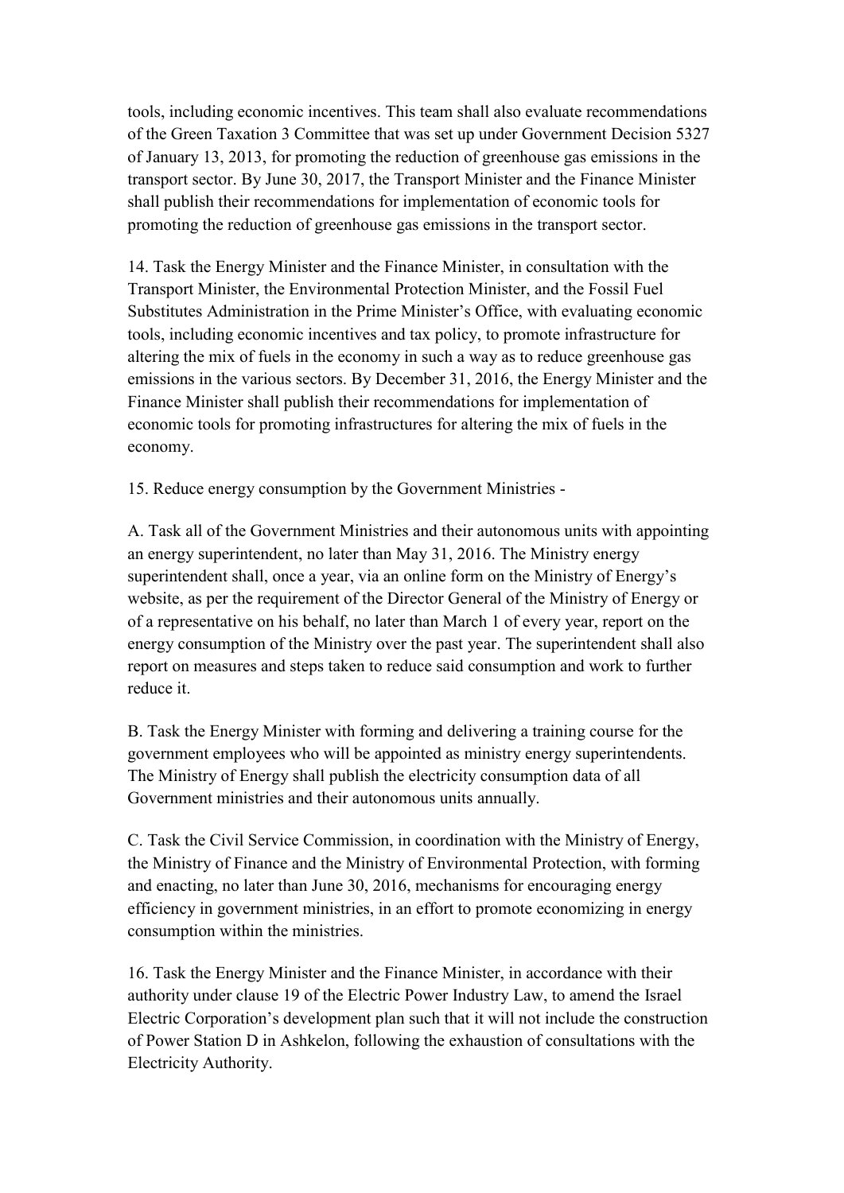tools, including economic incentives. This team shall also evaluate recommendations of the Green Taxation 3 Committee that was set up under Government Decision 5327 of January 13, 2013, for promoting the reduction of greenhouse gas emissions in the transport sector. By June 30, 2017, the Transport Minister and the Finance Minister shall publish their recommendations for implementation of economic tools for promoting the reduction of greenhouse gas emissions in the transport sector.

14. Task the Energy Minister and the Finance Minister, in consultation with the Transport Minister, the Environmental Protection Minister, and the Fossil Fuel Substitutes Administration in the Prime Minister's Office, with evaluating economic tools, including economic incentives and tax policy, to promote infrastructure for altering the mix of fuels in the economy in such a way as to reduce greenhouse gas emissions in the various sectors. By December 31, 2016, the Energy Minister and the Finance Minister shall publish their recommendations for implementation of economic tools for promoting infrastructures for altering the mix of fuels in the economy.

15. Reduce energy consumption by the Government Ministries -

A. Task all of the Government Ministries and their autonomous units with appointing an energy superintendent, no later than May 31, 2016. The Ministry energy superintendent shall, once a year, via an online form on the Ministry of Energy's website, as per the requirement of the Director General of the Ministry of Energy or of a representative on his behalf, no later than March 1 of every year, report on the energy consumption of the Ministry over the past year. The superintendent shall also report on measures and steps taken to reduce said consumption and work to further reduce it.

B. Task the Energy Minister with forming and delivering a training course for the government employees who will be appointed as ministry energy superintendents. The Ministry of Energy shall publish the electricity consumption data of all Government ministries and their autonomous units annually.

C. Task the Civil Service Commission, in coordination with the Ministry of Energy, the Ministry of Finance and the Ministry of Environmental Protection, with forming and enacting, no later than June 30, 2016, mechanisms for encouraging energy efficiency in government ministries, in an effort to promote economizing in energy consumption within the ministries.

16. Task the Energy Minister and the Finance Minister, in accordance with their authority under clause 19 of the Electric Power Industry Law, to amend the Israel Electric Corporation's development plan such that it will not include the construction of Power Station D in Ashkelon, following the exhaustion of consultations with the Electricity Authority.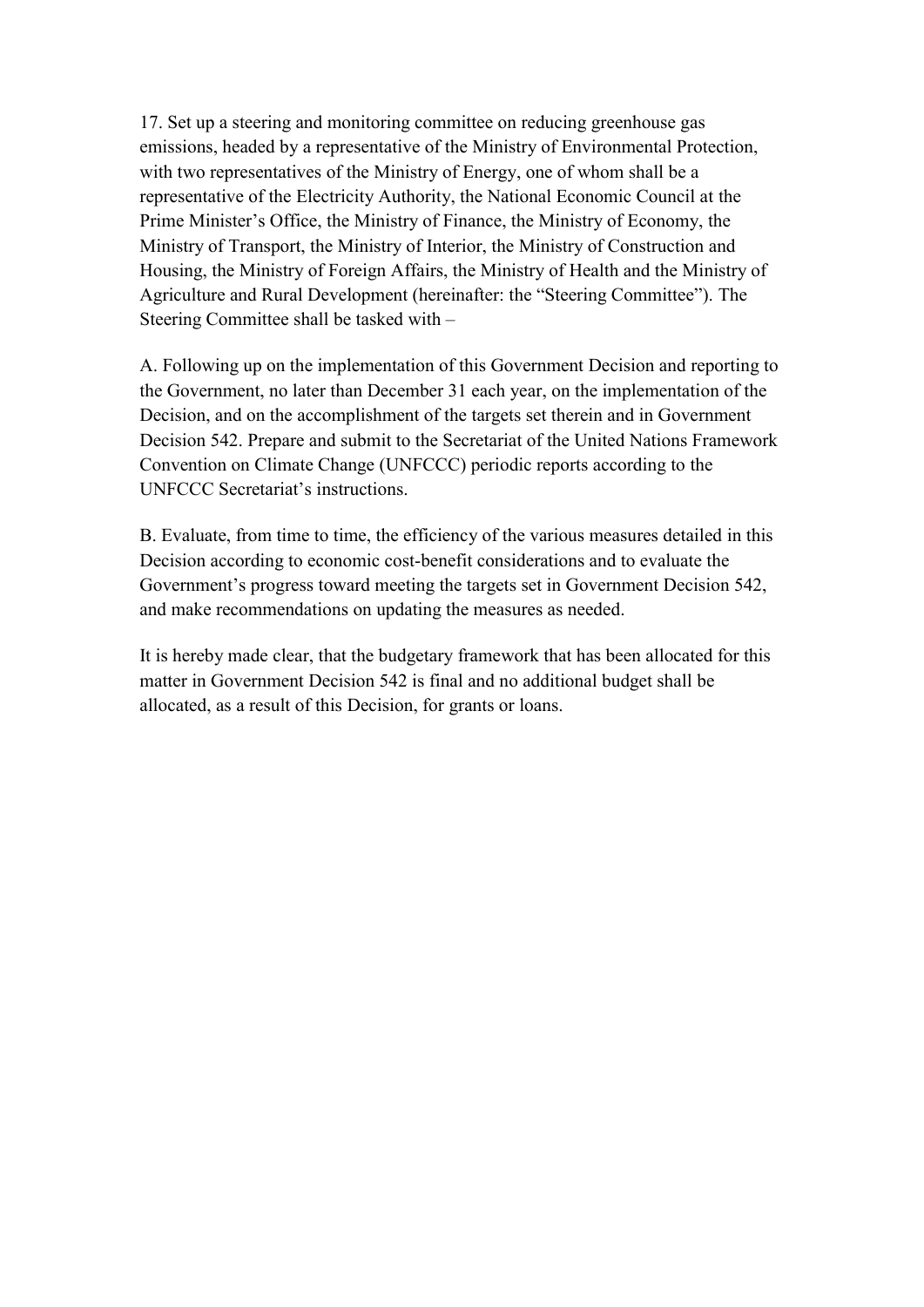17. Set up a steering and monitoring committee on reducing greenhouse gas emissions, headed by a representative of the Ministry of Environmental Protection, with two representatives of the Ministry of Energy, one of whom shall be a representative of the Electricity Authority, the National Economic Council at the Prime Minister's Office, the Ministry of Finance, the Ministry of Economy, the Ministry of Transport, the Ministry of Interior, the Ministry of Construction and Housing, the Ministry of Foreign Affairs, the Ministry of Health and the Ministry of Agriculture and Rural Development (hereinafter: the "Steering Committee"). The Steering Committee shall be tasked with –

A. Following up on the implementation of this Government Decision and reporting to the Government, no later than December 31 each year, on the implementation of the Decision, and on the accomplishment of the targets set therein and in Government Decision 542. Prepare and submit to the Secretariat of the United Nations Framework Convention on Climate Change (UNFCCC) periodic reports according to the UNFCCC Secretariat's instructions.

B. Evaluate, from time to time, the efficiency of the various measures detailed in this Decision according to economic cost-benefit considerations and to evaluate the Government's progress toward meeting the targets set in Government Decision 542, and make recommendations on updating the measures as needed.

It is hereby made clear, that the budgetary framework that has been allocated for this matter in Government Decision 542 is final and no additional budget shall be allocated, as a result of this Decision, for grants or loans.